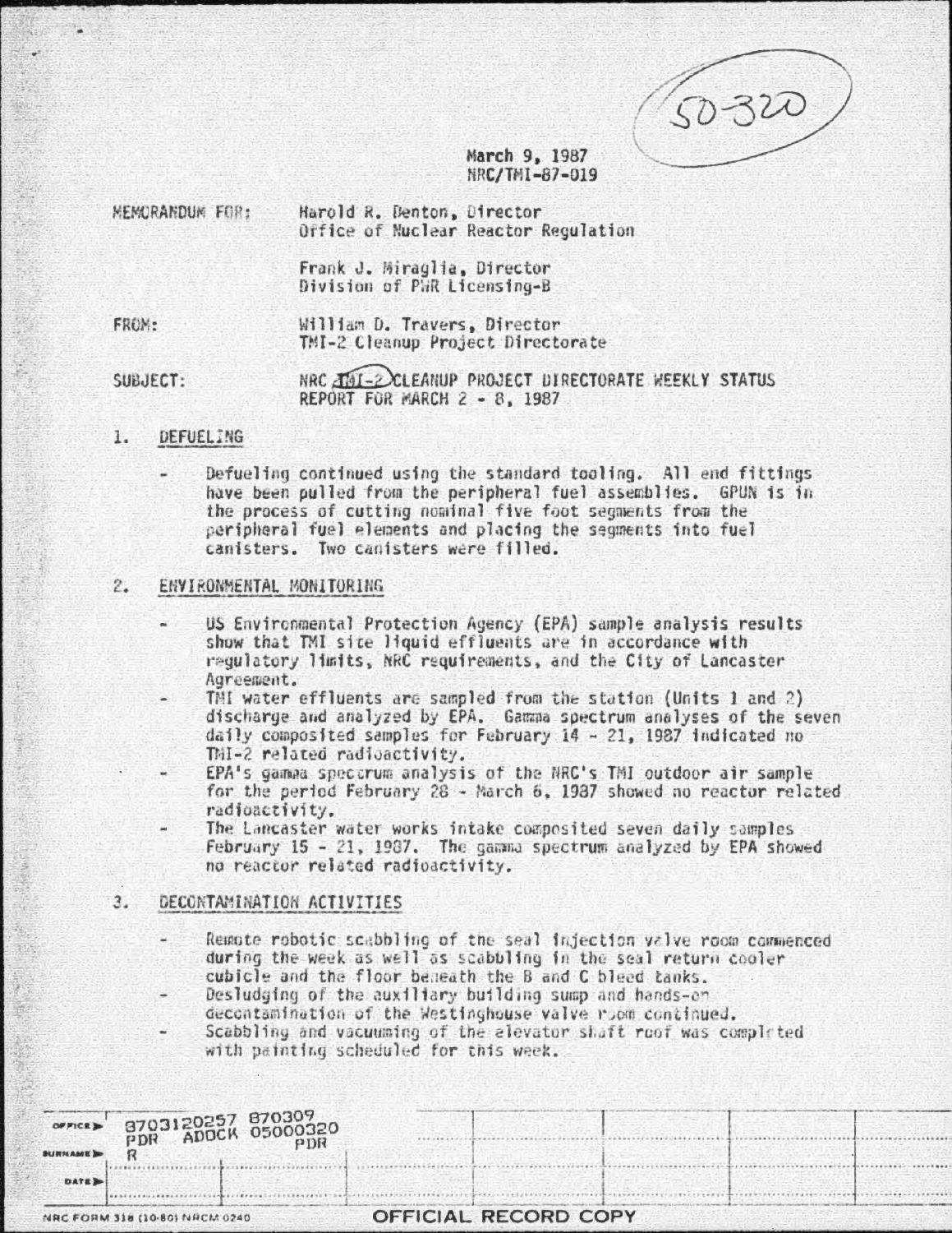50-320

March 9, 1987
NRC/TMI-87-019

MEMORANDUM FOR: Harold R. Denton, Director
Office of Nuclear Reactor Regulation

Frank J. Miraglia, Director
Division of PWR Licensing-B

FROM: William D. Travers, Director
TMI-2 Cleanup Project Directorate

SUBJECT: NRC TMI-2 CLEANUP PROJECT DIRECTORATE WEEKLY STATUS REPORT FOR MARCH 2 - 8, 1987

1. DEFUELING

- Defueling continued using the standard tooling. All end fittings have been pulled from the peripheral fuel assemblies. GPUN is in the process of cutting nominal five foot segments from the peripheral fuel elements and placing the segments into fuel canisters. Two canisters were filled.

2. ENVIRONMENTAL MONITORING

- US Environmental Protection Agency (EPA) sample analysis results show that TMI site liquid effluents are in accordance with regulatory limits, NRC requirements, and the City of Lancaster Agreement.
- TMI water effluents are sampled from the station (Units 1 and 2) discharge and analyzed by EPA. Gamma spectrum analyses of the seven daily composited samples for February 14 - 21, 1987 indicated no TMI-2 related radioactivity.
- EPA's gamma spectrum analysis of the NRC's TMI outdoor air sample for the period February 28 - March 6, 1987 showed no reactor related radioactivity.
- The Lancaster water works intake composited seven daily samples February 15 - 21, 1987. The gamma spectrum analyzed by EPA showed no reactor related radioactivity.

3. DECONTAMINATION ACTIVITIES

- Remote robotic scabbling of the seal injection valve room commenced during the week as well as scabbling in the seal return cooler cubicle and the floor beneath the B and C bleed tanks.
- Desludging of the auxiliary building sump and hands-on decontamination of the Westinghouse valve room continued.
- Scabbling and vacuuming of the elevator shaft roof was completed with painting scheduled for this week.

8703120257 870309
PDR ADOCK 05000320
R PDR

OFFICE ▶
SURNAME ▶
DATE ▶

NRC FORM 318 (10-80) NRCM 0240

OFFICIAL RECORD COPY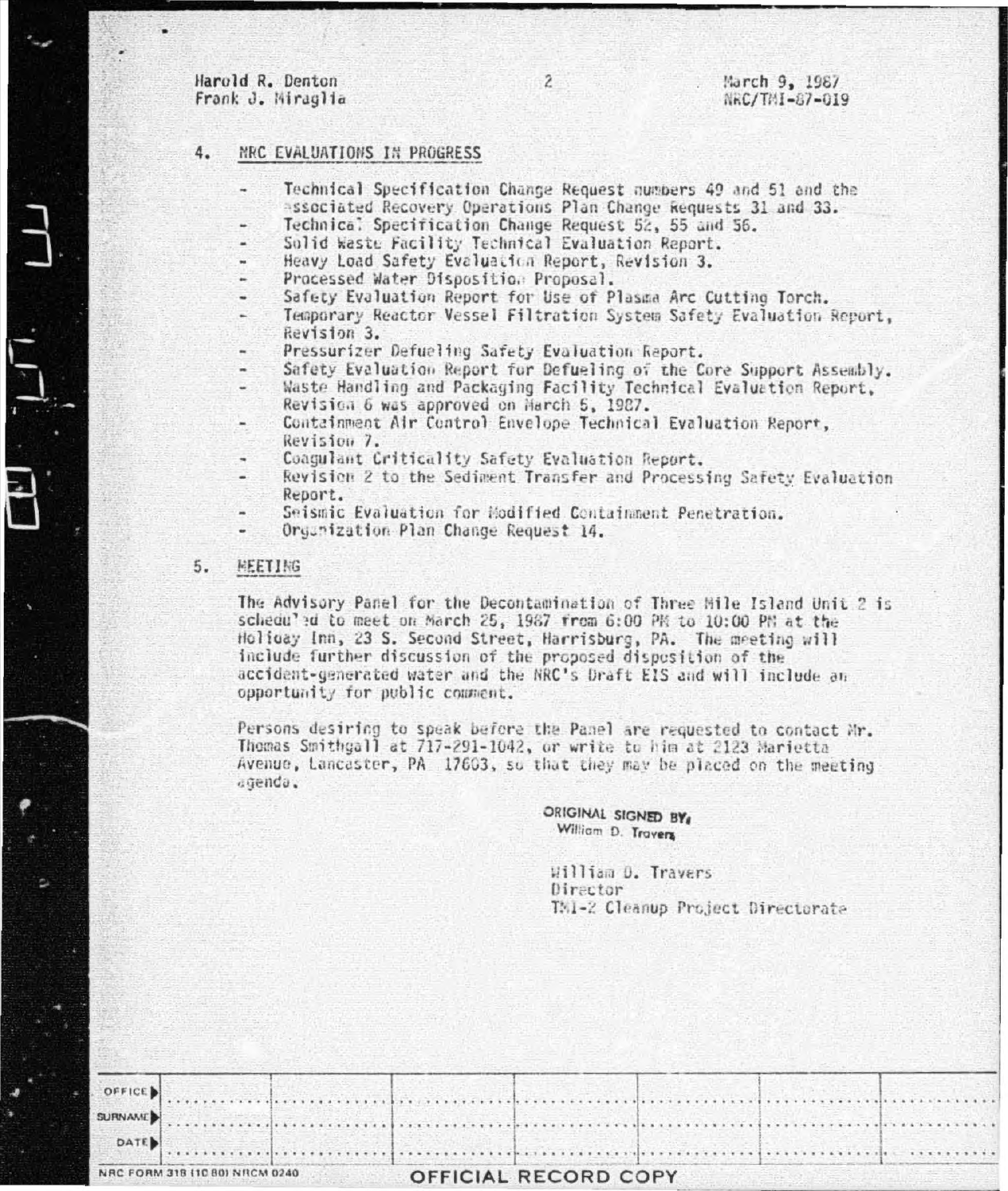Harold R. Denton
Frank J. Miraglia

March 9, 1987
NRC/TMI-87-019

## 4. NRC EVALUATIONS IN PROGRESS

- Technical Specification Change Request numbers 49 and 51 and the associated Recovery Operations Plan Change Requests 31 and 33.
- Technical Specification Change Request 52, 55 and 56.
- Solid Waste Facility Technical Evaluation Report.
- Heavy Load Safety Evaluation Report, Revision 3.
- Processed Water Disposition Proposal.
- Safety Evaluation Report for Use of Plasma Arc Cutting Torch.
- Temporary Reactor Vessel Filtration System Safety Evaluation Report, Revision 3.
- Pressurizer Defueling Safety Evaluation Report.
- Safety Evaluation Report for Defueling of the Core Support Assembly.
- Waste Handling and Packaging Facility Technical Evaluation Report, Revision 6 was approved on March 5, 1987.
- Containment Air Control Envelope Technical Evaluation Report, Revision 7.
- Coagulant Criticality Safety Evaluation Report.
- Revision 2 to the Sediment Transfer and Processing Safety Evaluation Report.
- Seismic Evaluation for Modified Containment Penetration.
- Organization Plan Change Request 14.

## 5. MEETING

The Advisory Panel for the Decontamination of Three Mile Island Unit 2 is scheduled to meet on March 25, 1987 from 6:00 PM to 10:00 PM at the Holiday Inn, 23 S. Second Street, Harrisburg, PA. The meeting will include further discussion of the proposed disposition of the accident-generated water and the NRC's Draft EIS and will include an opportunity for public comment.

Persons desiring to speak before the Panel are requested to contact Mr. Thomas Smithgall at 717-291-1042, or write to him at 2123 Marietta Avenue, Lancaster, PA 17603, so that they may be placed on the meeting agenda.

ORIGINAL SIGNED BY,
William D. Travers

William D. Travers
Director
TMI-2 Cleanup Project Directorate

| OFFICE | | | | | | | |
|---|---|---|---|---|---|---|---|
| SURNAME | | | | | | | |
| DATE | | | | | | | |

NRC FORM 318 (10 80) NRCM 0240

OFFICIAL RECORD COPY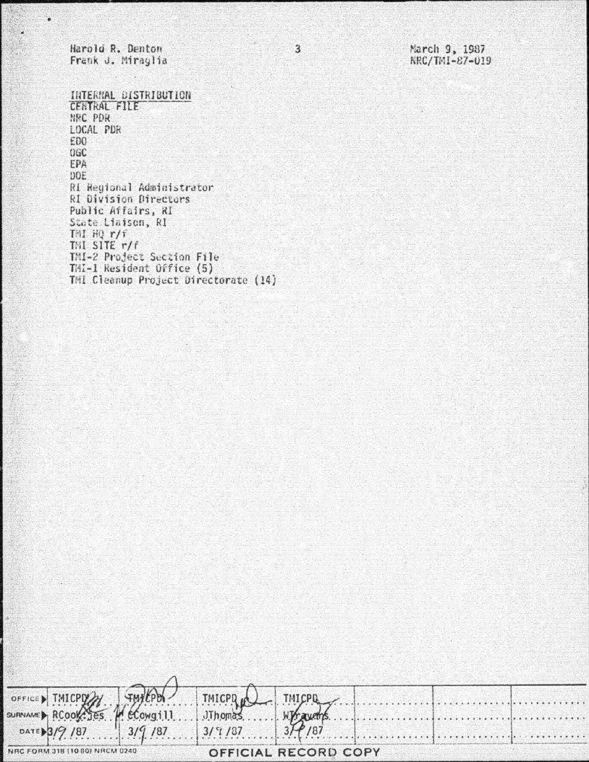Harold R. Denton
Frank J. Miraglia

March 9, 1987
NRC/TMI-87-019

INTERNAL DISTRIBUTION
CENTRAL FILE
NRC PDR
LOCAL PDR
EDO
OGC
EPA
DOE
RI Regional Administrator
RI Division Directors
Public Affairs, RI
State Liaison, RI
TMI HQ r/f
TMI SITE r/f
TMI-2 Project Section File
TMI-1 Resident Office (5)
TMI Cleanup Project Directorate (14)

| | | | | | | | |
|---|---|---|---|---|---|---|---|
| OFFICE | TMICPD | TMICPD | TMICPD | TMICPD | | | |
| SURNAME | RCook:jes | CCowgill | JThomas | WTravers | | | |
| DATE | 3/9/87 | 3/9/87 | 3/9/87 | 3/9/87 | | | |

NRC FORM 318 (10 80) NRCM 0240

OFFICIAL RECORD COPY